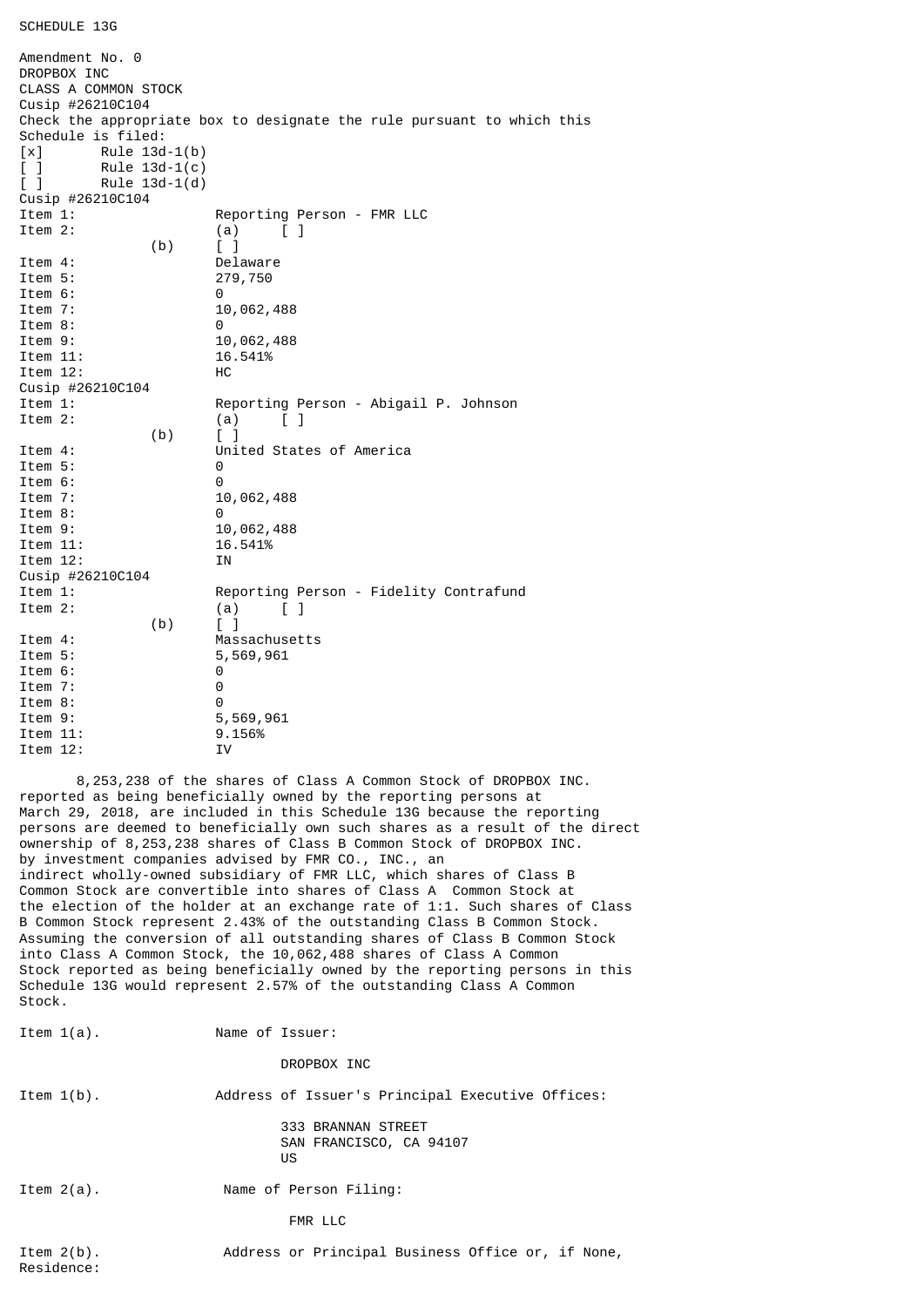SCHEDULE 13G

Amendment No. 0
DROPBOX INC
CLASS A COMMON STOCK
Cusip #26210C104
Check the appropriate box to designate the rule pursuant to which this Schedule is filed:

[x] Rule 13d-1(b)
[ ] Rule 13d-1(c)
[ ] Rule 13d-1(d)

Cusip #26210C104

| | |
|---|---|
| Item 1: | Reporting Person - FMR LLC |
| Item 2: | (a) [ ] |
| (b) | [ ] |
| Item 4: | Delaware |
| Item 5: | 279,750 |
| Item 6: | 0 |
| Item 7: | 10,062,488 |
| Item 8: | 0 |
| Item 9: | 10,062,488 |
| Item 11: | 16.541% |
| Item 12: | HC |

Cusip #26210C104

| | |
|---|---|
| Item 1: | Reporting Person - Abigail P. Johnson |
| Item 2: | (a) [ ] |
| (b) | [ ] |
| Item 4: | United States of America |
| Item 5: | 0 |
| Item 6: | 0 |
| Item 7: | 10,062,488 |
| Item 8: | 0 |
| Item 9: | 10,062,488 |
| Item 11: | 16.541% |
| Item 12: | IN |

Cusip #26210C104

| | |
|---|---|
| Item 1: | Reporting Person - Fidelity Contrafund |
| Item 2: | (a) [ ] |
| (b) | [ ] |
| Item 4: | Massachusetts |
| Item 5: | 5,569,961 |
| Item 6: | 0 |
| Item 7: | 0 |
| Item 8: | 0 |
| Item 9: | 5,569,961 |
| Item 11: | 9.156% |
| Item 12: | IV |

8,253,238 of the shares of Class A Common Stock of DROPBOX INC. reported as being beneficially owned by the reporting persons at March 29, 2018, are included in this Schedule 13G because the reporting persons are deemed to beneficially own such shares as a result of the direct ownership of 8,253,238 shares of Class B Common Stock of DROPBOX INC. by investment companies advised by FMR CO., INC., an indirect wholly-owned subsidiary of FMR LLC, which shares of Class B Common Stock are convertible into shares of Class A Common Stock at the election of the holder at an exchange rate of 1:1. Such shares of Class B Common Stock represent 2.43% of the outstanding Class B Common Stock. Assuming the conversion of all outstanding shares of Class B Common Stock into Class A Common Stock, the 10,062,488 shares of Class A Common Stock reported as being beneficially owned by the reporting persons in this Schedule 13G would represent 2.57% of the outstanding Class A Common Stock.

Item 1(a). Name of Issuer:

DROPBOX INC

Item 1(b). Address of Issuer's Principal Executive Offices:

333 BRANNAN STREET
SAN FRANCISCO, CA 94107
US

Item 2(a). Name of Person Filing:

FMR LLC

Item 2(b). Address or Principal Business Office or, if None, Residence: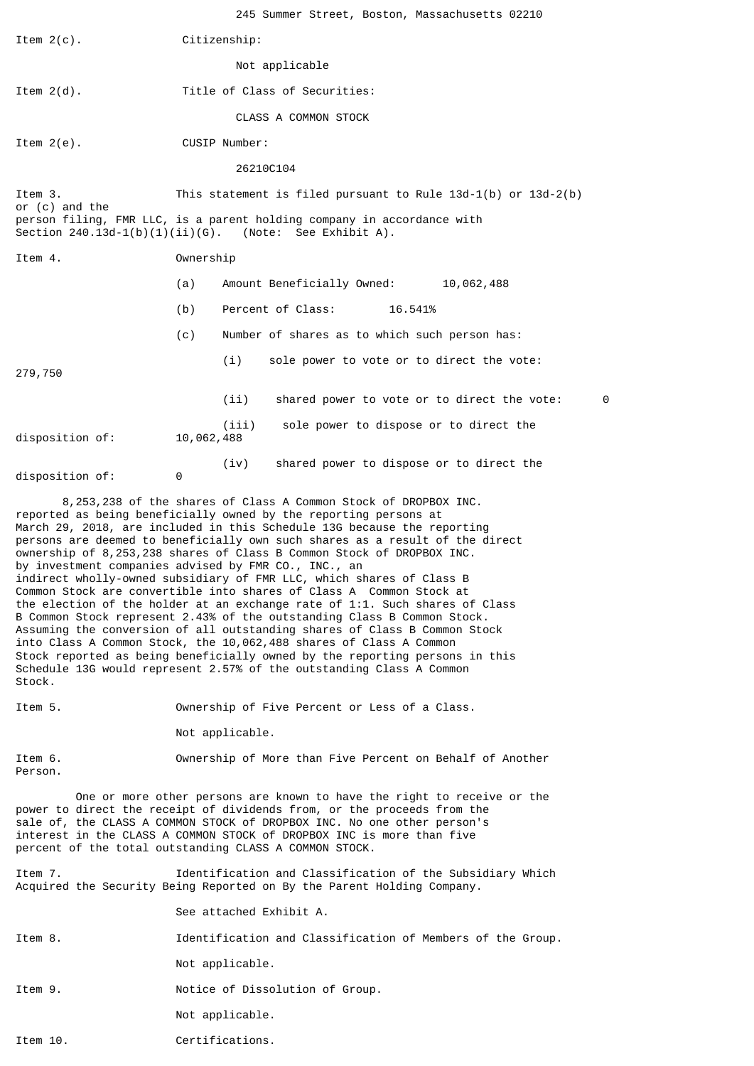245 Summer Street, Boston, Massachusetts 02210

Item 2(c). Citizenship:

Not applicable

Item 2(d). Title of Class of Securities:

CLASS A COMMON STOCK

Item 2(e). CUSIP Number:

26210C104

Item 3. This statement is filed pursuant to Rule 13d-1(b) or 13d-2(b) or (c) and the person filing, FMR LLC, is a parent holding company in accordance with Section 240.13d-1(b)(1)(ii)(G). (Note: See Exhibit A).

Item 4. Ownership

(a) Amount Beneficially Owned: 10,062,488

(b) Percent of Class: 16.541%

(c) Number of shares as to which such person has:

(i) sole power to vote or to direct the vote: 279,750

(ii) shared power to vote or to direct the vote: 0

(iii) sole power to dispose or to direct the disposition of: 10,062,488

(iv) shared power to dispose or to direct the disposition of: 0

8,253,238 of the shares of Class A Common Stock of DROPBOX INC. reported as being beneficially owned by the reporting persons at March 29, 2018, are included in this Schedule 13G because the reporting persons are deemed to beneficially own such shares as a result of the direct ownership of 8,253,238 shares of Class B Common Stock of DROPBOX INC. by investment companies advised by FMR CO., INC., an indirect wholly-owned subsidiary of FMR LLC, which shares of Class B Common Stock are convertible into shares of Class A Common Stock at the election of the holder at an exchange rate of 1:1. Such shares of Class B Common Stock represent 2.43% of the outstanding Class B Common Stock. Assuming the conversion of all outstanding shares of Class B Common Stock into Class A Common Stock, the 10,062,488 shares of Class A Common Stock reported as being beneficially owned by the reporting persons in this Schedule 13G would represent 2.57% of the outstanding Class A Common Stock.

Item 5. Ownership of Five Percent or Less of a Class.

Not applicable.

Item 6. Ownership of More than Five Percent on Behalf of Another Person.

One or more other persons are known to have the right to receive or the power to direct the receipt of dividends from, or the proceeds from the sale of, the CLASS A COMMON STOCK of DROPBOX INC. No one other person's interest in the CLASS A COMMON STOCK of DROPBOX INC is more than five percent of the total outstanding CLASS A COMMON STOCK.

Item 7. Identification and Classification of the Subsidiary Which Acquired the Security Being Reported on By the Parent Holding Company.

See attached Exhibit A.

Item 8. Identification and Classification of Members of the Group.

Not applicable.

Item 9. Notice of Dissolution of Group.

Not applicable.

Item 10. Certifications.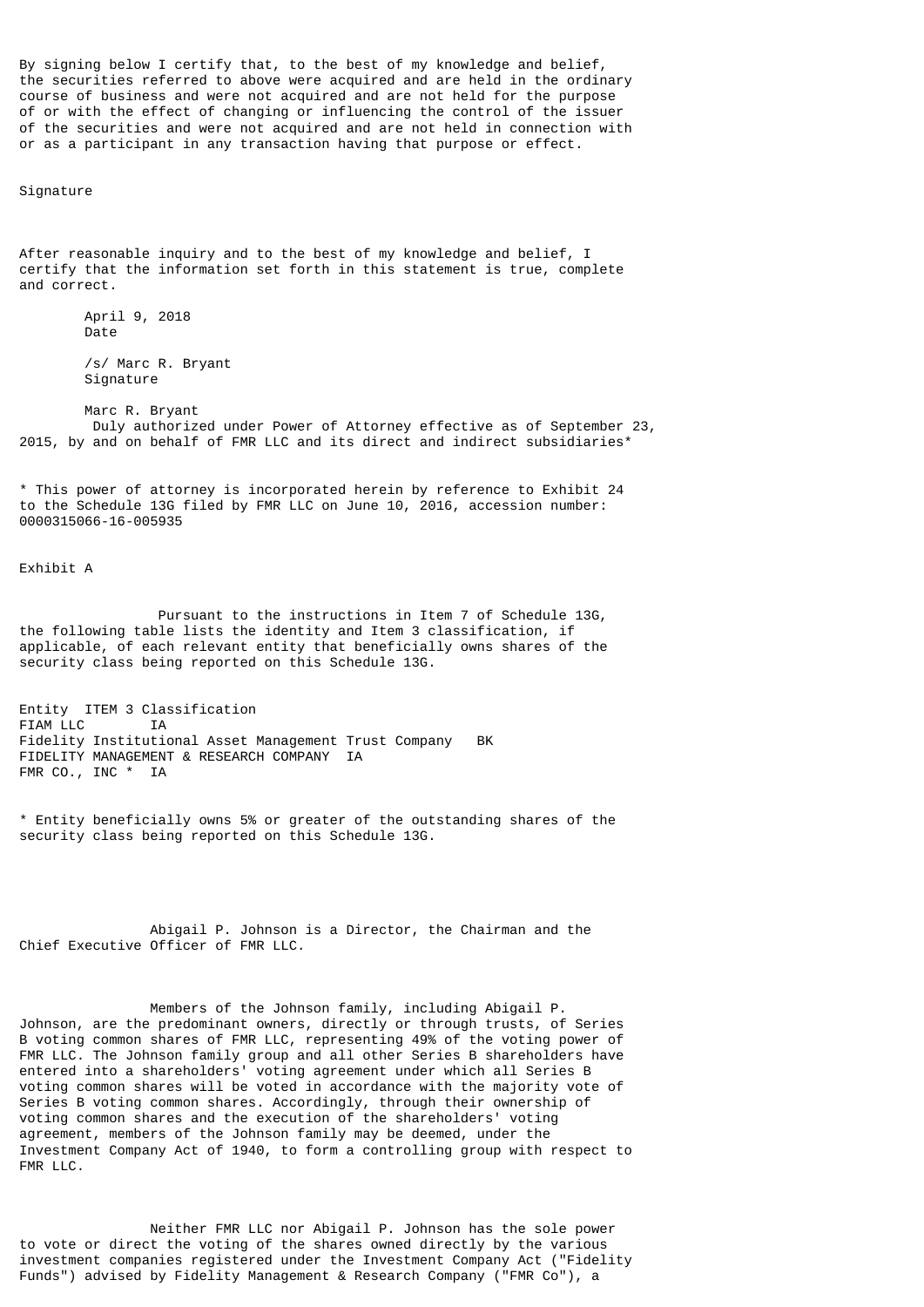By signing below I certify that, to the best of my knowledge and belief, the securities referred to above were acquired and are held in the ordinary course of business and were not acquired and are not held for the purpose of or with the effect of changing or influencing the control of the issuer of the securities and were not acquired and are not held in connection with or as a participant in any transaction having that purpose or effect.

Signature

After reasonable inquiry and to the best of my knowledge and belief, I certify that the information set forth in this statement is true, complete and correct.

April 9, 2018
Date

/s/ Marc R. Bryant
Signature

Marc R. Bryant
Duly authorized under Power of Attorney effective as of September 23, 2015, by and on behalf of FMR LLC and its direct and indirect subsidiaries*

* This power of attorney is incorporated herein by reference to Exhibit 24 to the Schedule 13G filed by FMR LLC on June 10, 2016, accession number: 0000315066-16-005935

Exhibit A

Pursuant to the instructions in Item 7 of Schedule 13G, the following table lists the identity and Item 3 classification, if applicable, of each relevant entity that beneficially owns shares of the security class being reported on this Schedule 13G.

| Entity | ITEM 3 Classification |
| --- | --- |
| FIAM LLC | IA |
| Fidelity Institutional Asset Management Trust Company | BK |
| FIDELITY MANAGEMENT & RESEARCH COMPANY | IA |
| FMR CO., INC * | IA |

* Entity beneficially owns 5% or greater of the outstanding shares of the security class being reported on this Schedule 13G.

Abigail P. Johnson is a Director, the Chairman and the Chief Executive Officer of FMR LLC.

Members of the Johnson family, including Abigail P. Johnson, are the predominant owners, directly or through trusts, of Series B voting common shares of FMR LLC, representing 49% of the voting power of FMR LLC. The Johnson family group and all other Series B shareholders have entered into a shareholders' voting agreement under which all Series B voting common shares will be voted in accordance with the majority vote of Series B voting common shares. Accordingly, through their ownership of voting common shares and the execution of the shareholders' voting agreement, members of the Johnson family may be deemed, under the Investment Company Act of 1940, to form a controlling group with respect to FMR LLC.

Neither FMR LLC nor Abigail P. Johnson has the sole power to vote or direct the voting of the shares owned directly by the various investment companies registered under the Investment Company Act ("Fidelity Funds") advised by Fidelity Management & Research Company ("FMR Co"), a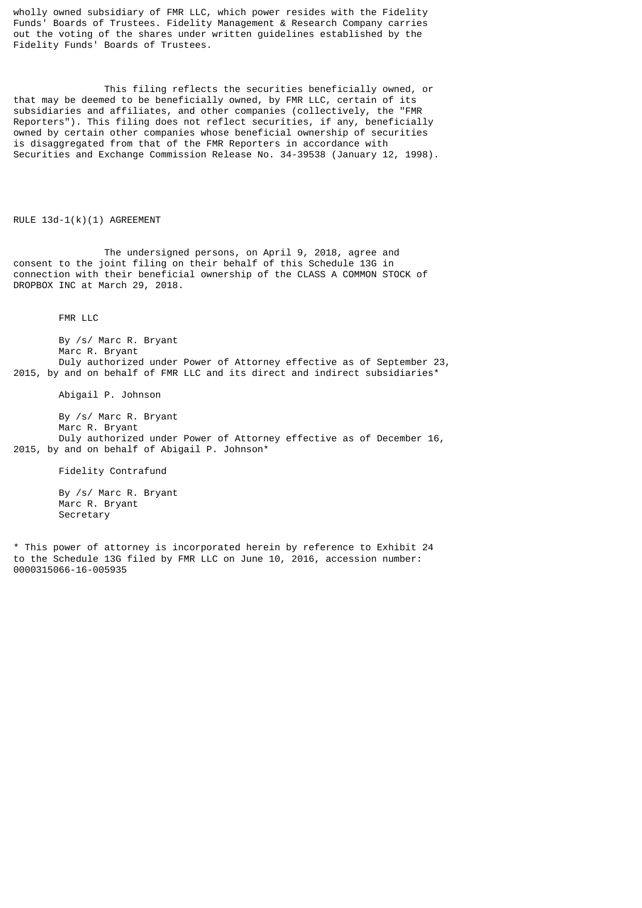wholly owned subsidiary of FMR LLC, which power resides with the Fidelity Funds' Boards of Trustees. Fidelity Management & Research Company carries out the voting of the shares under written guidelines established by the Fidelity Funds' Boards of Trustees.

This filing reflects the securities beneficially owned, or that may be deemed to be beneficially owned, by FMR LLC, certain of its subsidiaries and affiliates, and other companies (collectively, the "FMR Reporters"). This filing does not reflect securities, if any, beneficially owned by certain other companies whose beneficial ownership of securities is disaggregated from that of the FMR Reporters in accordance with Securities and Exchange Commission Release No. 34-39538 (January 12, 1998).

RULE 13d-1(k)(1) AGREEMENT

The undersigned persons, on April 9, 2018, agree and consent to the joint filing on their behalf of this Schedule 13G in connection with their beneficial ownership of the CLASS A COMMON STOCK of DROPBOX INC at March 29, 2018.

FMR LLC

By /s/ Marc R. Bryant
Marc R. Bryant
Duly authorized under Power of Attorney effective as of September 23, 2015, by and on behalf of FMR LLC and its direct and indirect subsidiaries*

Abigail P. Johnson

By /s/ Marc R. Bryant
Marc R. Bryant
Duly authorized under Power of Attorney effective as of December 16, 2015, by and on behalf of Abigail P. Johnson*

Fidelity Contrafund

By /s/ Marc R. Bryant
Marc R. Bryant
Secretary

* This power of attorney is incorporated herein by reference to Exhibit 24 to the Schedule 13G filed by FMR LLC on June 10, 2016, accession number: 0000315066-16-005935